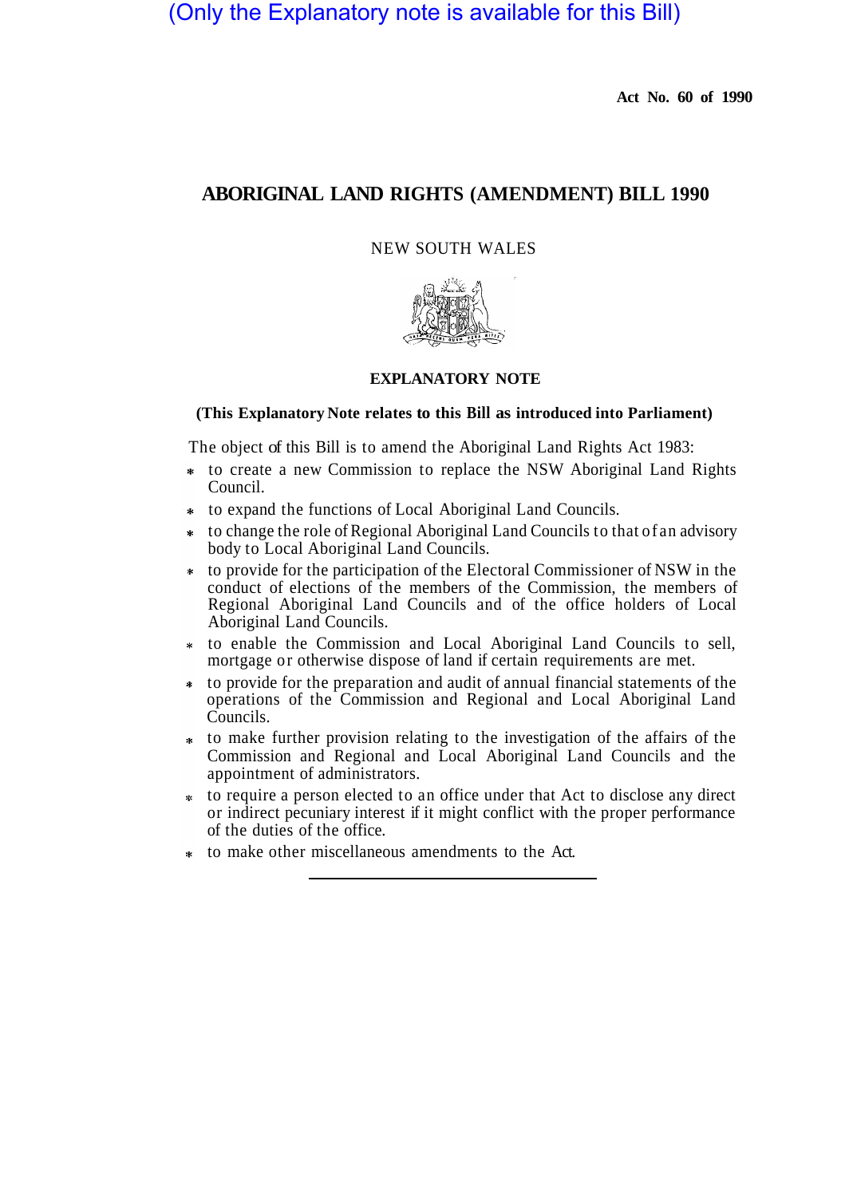(Only the Explanatory note is available for this Bill)

**Act No. 60 of 1990**

# ABORIGINAL LAND RIGHTS (AMENDMENT) BILL 1990

NEW SOUTH WALES

## EXPLANATORY NOTE

**(This Explanatory Note relates to this Bill as introduced into Parliament)**

The object of this Bill is to amend the Aboriginal Land Rights Act 1983:

* to create a new Commission to replace the NSW Aboriginal Land Rights Council.
* to expand the functions of Local Aboriginal Land Councils.
* to change the role of Regional Aboriginal Land Councils to that of an advisory body to Local Aboriginal Land Councils.
* to provide for the participation of the Electoral Commissioner of NSW in the conduct of elections of the members of the Commission, the members of Regional Aboriginal Land Councils and of the office holders of Local Aboriginal Land Councils.
* to enable the Commission and Local Aboriginal Land Councils to sell, mortgage or otherwise dispose of land if certain requirements are met.
* to provide for the preparation and audit of annual financial statements of the operations of the Commission and Regional and Local Aboriginal Land Councils.
* to make further provision relating to the investigation of the affairs of the Commission and Regional and Local Aboriginal Land Councils and the appointment of administrators.
* to require a person elected to an office under that Act to disclose any direct or indirect pecuniary interest if it might conflict with the proper performance of the duties of the office.
* to make other miscellaneous amendments to the Act.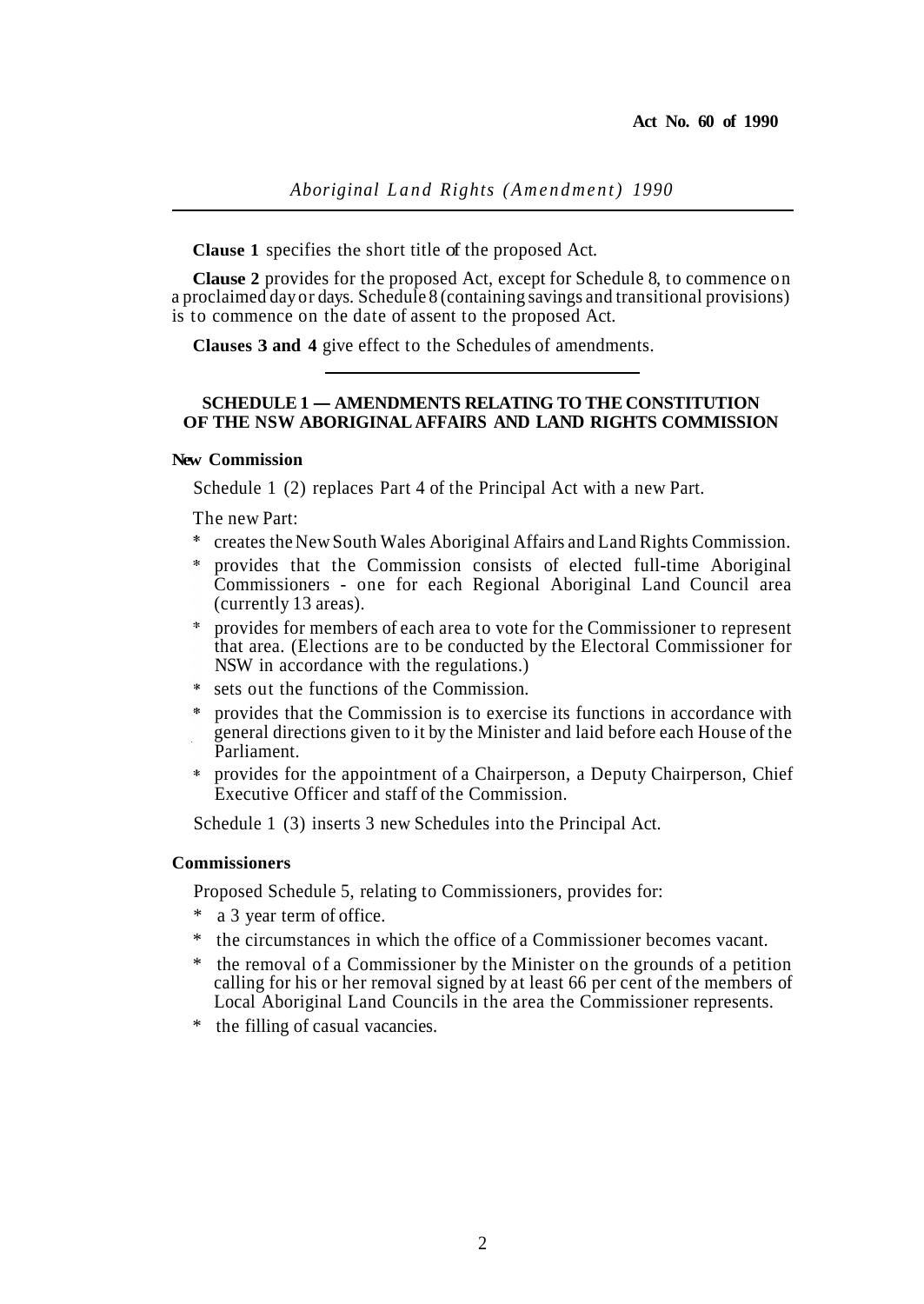**Clause 1** specifies the short title of the proposed Act.

**Clause 2** provides for the proposed Act, except for Schedule 8, to commence on a proclaimed day or days. Schedule 8 (containing savings and transitional provisions) is to commence on the date of assent to the proposed Act.

**Clauses 3 and 4** give effect to the Schedules of amendments.

---

### SCHEDULE 1 — AMENDMENTS RELATING TO THE CONSTITUTION OF THE NSW ABORIGINAL AFFAIRS AND LAND RIGHTS COMMISSION

**New Commission**

Schedule 1 (2) replaces Part 4 of the Principal Act with a new Part.

The new Part:

* creates the New South Wales Aboriginal Affairs and Land Rights Commission.
* provides that the Commission consists of elected full-time Aboriginal Commissioners - one for each Regional Aboriginal Land Council area (currently 13 areas).
* provides for members of each area to vote for the Commissioner to represent that area. (Elections are to be conducted by the Electoral Commissioner for NSW in accordance with the regulations.)
* sets out the functions of the Commission.
* provides that the Commission is to exercise its functions in accordance with general directions given to it by the Minister and laid before each House of the Parliament.
* provides for the appointment of a Chairperson, a Deputy Chairperson, Chief Executive Officer and staff of the Commission.

Schedule 1 (3) inserts 3 new Schedules into the Principal Act.

**Commissioners**

Proposed Schedule 5, relating to Commissioners, provides for:

* a 3 year term of office.
* the circumstances in which the office of a Commissioner becomes vacant.
* the removal of a Commissioner by the Minister on the grounds of a petition calling for his or her removal signed by at least 66 per cent of the members of Local Aboriginal Land Councils in the area the Commissioner represents.
* the filling of casual vacancies.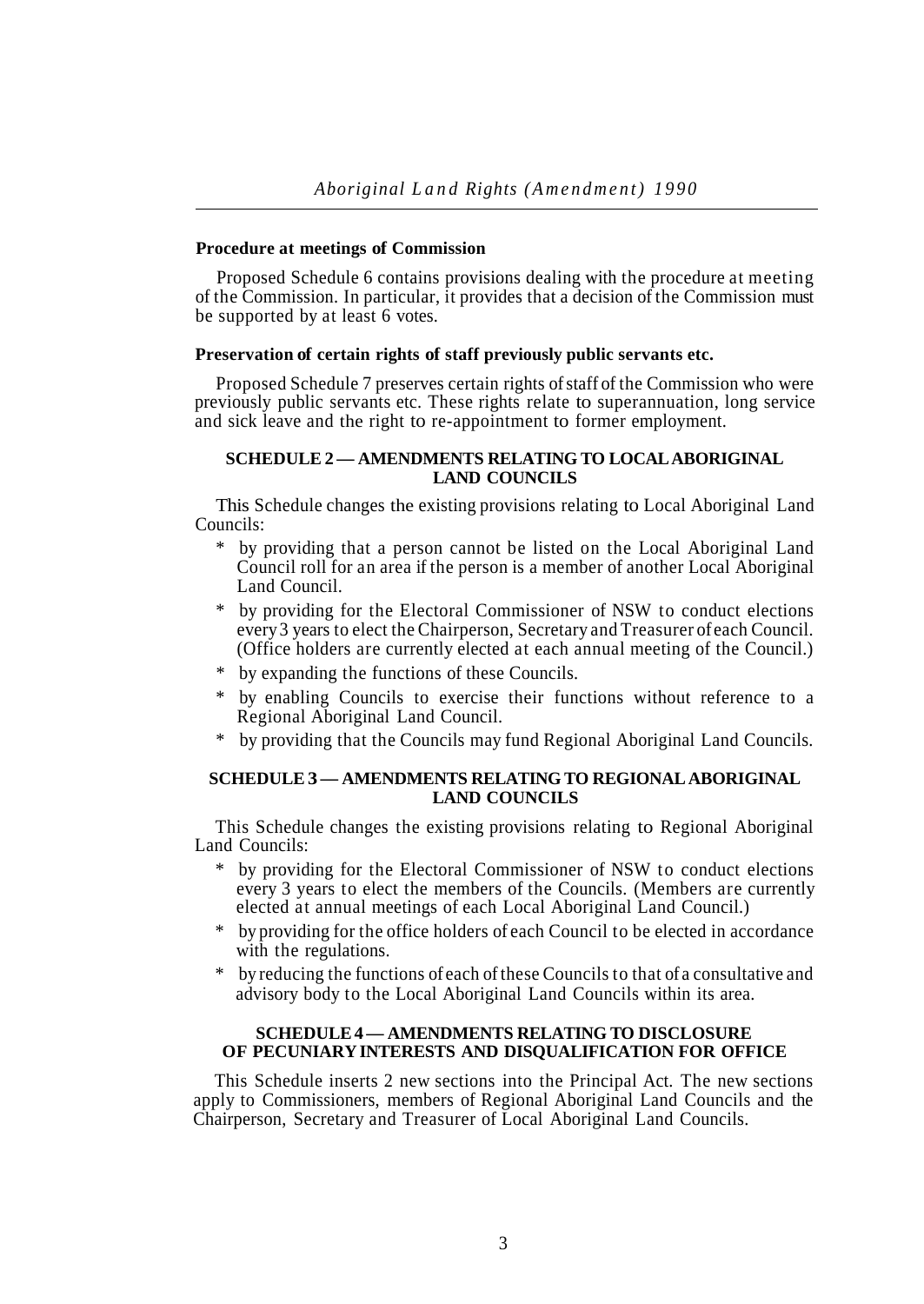**Procedure at meetings of Commission**

Proposed Schedule 6 contains provisions dealing with the procedure at meeting of the Commission. In particular, it provides that a decision of the Commission must be supported by at least 6 votes.

**Preservation of certain rights of staff previously public servants etc.**

Proposed Schedule 7 preserves certain rights of staff of the Commission who were previously public servants etc. These rights relate to superannuation, long service and sick leave and the right to re-appointment to former employment.

## SCHEDULE 2 — AMENDMENTS RELATING TO LOCAL ABORIGINAL LAND COUNCILS

This Schedule changes the existing provisions relating to Local Aboriginal Land Councils:

* by providing that a person cannot be listed on the Local Aboriginal Land Council roll for an area if the person is a member of another Local Aboriginal Land Council.
* by providing for the Electoral Commissioner of NSW to conduct elections every 3 years to elect the Chairperson, Secretary and Treasurer of each Council. (Office holders are currently elected at each annual meeting of the Council.)
* by expanding the functions of these Councils.
* by enabling Councils to exercise their functions without reference to a Regional Aboriginal Land Council.
* by providing that the Councils may fund Regional Aboriginal Land Councils.

## SCHEDULE 3 — AMENDMENTS RELATING TO REGIONAL ABORIGINAL LAND COUNCILS

This Schedule changes the existing provisions relating to Regional Aboriginal Land Councils:

* by providing for the Electoral Commissioner of NSW to conduct elections every 3 years to elect the members of the Councils. (Members are currently elected at annual meetings of each Local Aboriginal Land Council.)
* by providing for the office holders of each Council to be elected in accordance with the regulations.
* by reducing the functions of each of these Councils to that of a consultative and advisory body to the Local Aboriginal Land Councils within its area.

## SCHEDULE 4 — AMENDMENTS RELATING TO DISCLOSURE OF PECUNIARY INTERESTS AND DISQUALIFICATION FOR OFFICE

This Schedule inserts 2 new sections into the Principal Act. The new sections apply to Commissioners, members of Regional Aboriginal Land Councils and the Chairperson, Secretary and Treasurer of Local Aboriginal Land Councils.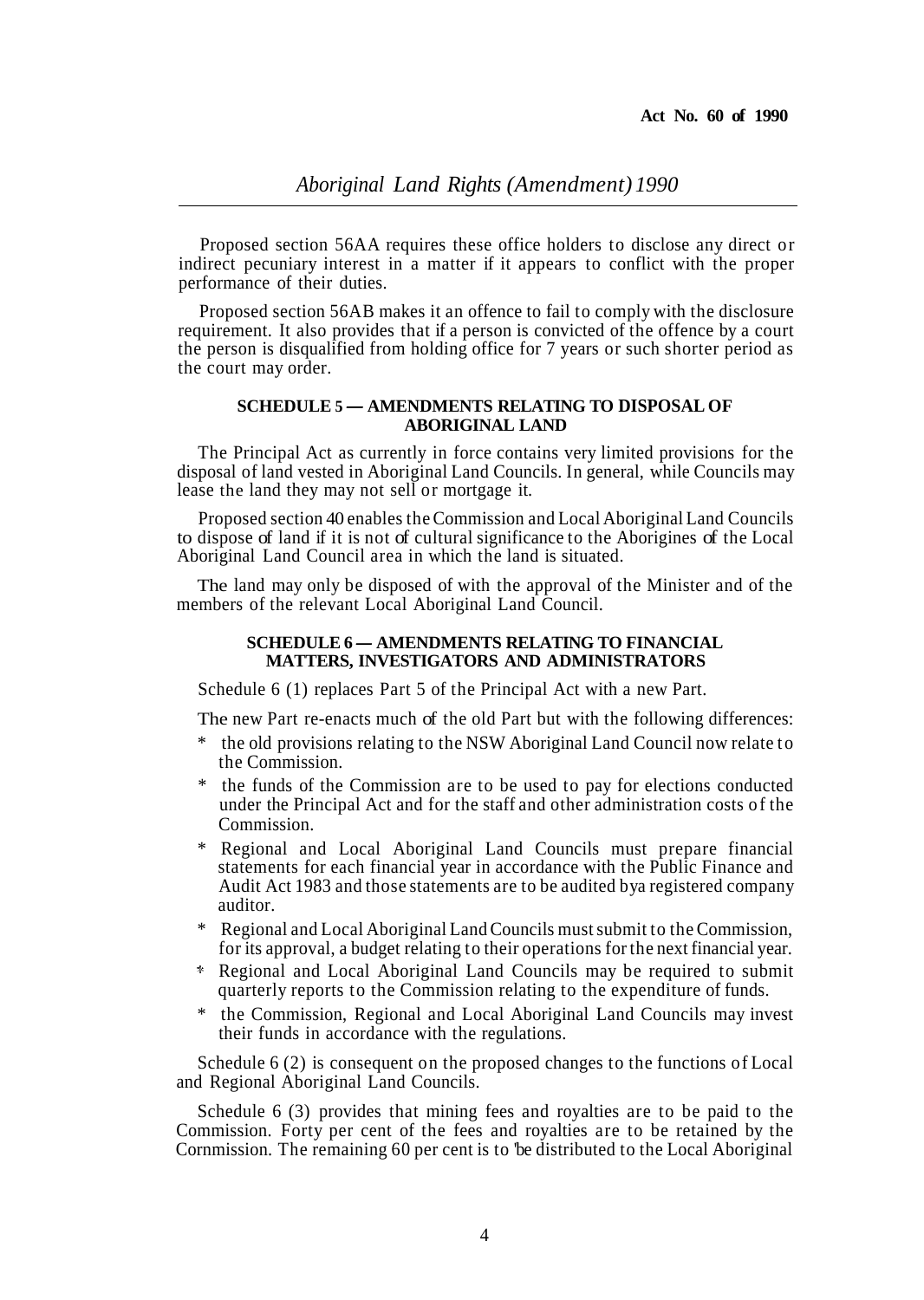Proposed section 56AA requires these office holders to disclose any direct or indirect pecuniary interest in a matter if it appears to conflict with the proper performance of their duties.

Proposed section 56AB makes it an offence to fail to comply with the disclosure requirement. It also provides that if a person is convicted of the offence by a court the person is disqualified from holding office for 7 years or such shorter period as the court may order.

### SCHEDULE 5 — AMENDMENTS RELATING TO DISPOSAL OF ABORIGINAL LAND

The Principal Act as currently in force contains very limited provisions for the disposal of land vested in Aboriginal Land Councils. In general, while Councils may lease the land they may not sell or mortgage it.

Proposed section 40 enables the Commission and Local Aboriginal Land Councils to dispose of land if it is not of cultural significance to the Aborigines of the Local Aboriginal Land Council area in which the land is situated.

The land may only be disposed of with the approval of the Minister and of the members of the relevant Local Aboriginal Land Council.

### SCHEDULE 6 — AMENDMENTS RELATING TO FINANCIAL MATTERS, INVESTIGATORS AND ADMINISTRATORS

Schedule 6 (1) replaces Part 5 of the Principal Act with a new Part.

The new Part re-enacts much of the old Part but with the following differences:

* the old provisions relating to the NSW Aboriginal Land Council now relate to the Commission.
* the funds of the Commission are to be used to pay for elections conducted under the Principal Act and for the staff and other administration costs of the Commission.
* Regional and Local Aboriginal Land Councils must prepare financial statements for each financial year in accordance with the Public Finance and Audit Act 1983 and those statements are to be audited bya registered company auditor.
* Regional and Local Aboriginal Land Councils must submit to the Commission, for its approval, a budget relating to their operations for the next financial year.
* Regional and Local Aboriginal Land Councils may be required to submit quarterly reports to the Commission relating to the expenditure of funds.
* the Commission, Regional and Local Aboriginal Land Councils may invest their funds in accordance with the regulations.

Schedule 6 (2) is consequent on the proposed changes to the functions of Local and Regional Aboriginal Land Councils.

Schedule 6 (3) provides that mining fees and royalties are to be paid to the Commission. Forty per cent of the fees and royalties are to be retained by the Cornmission. The remaining 60 per cent is to be distributed to the Local Aboriginal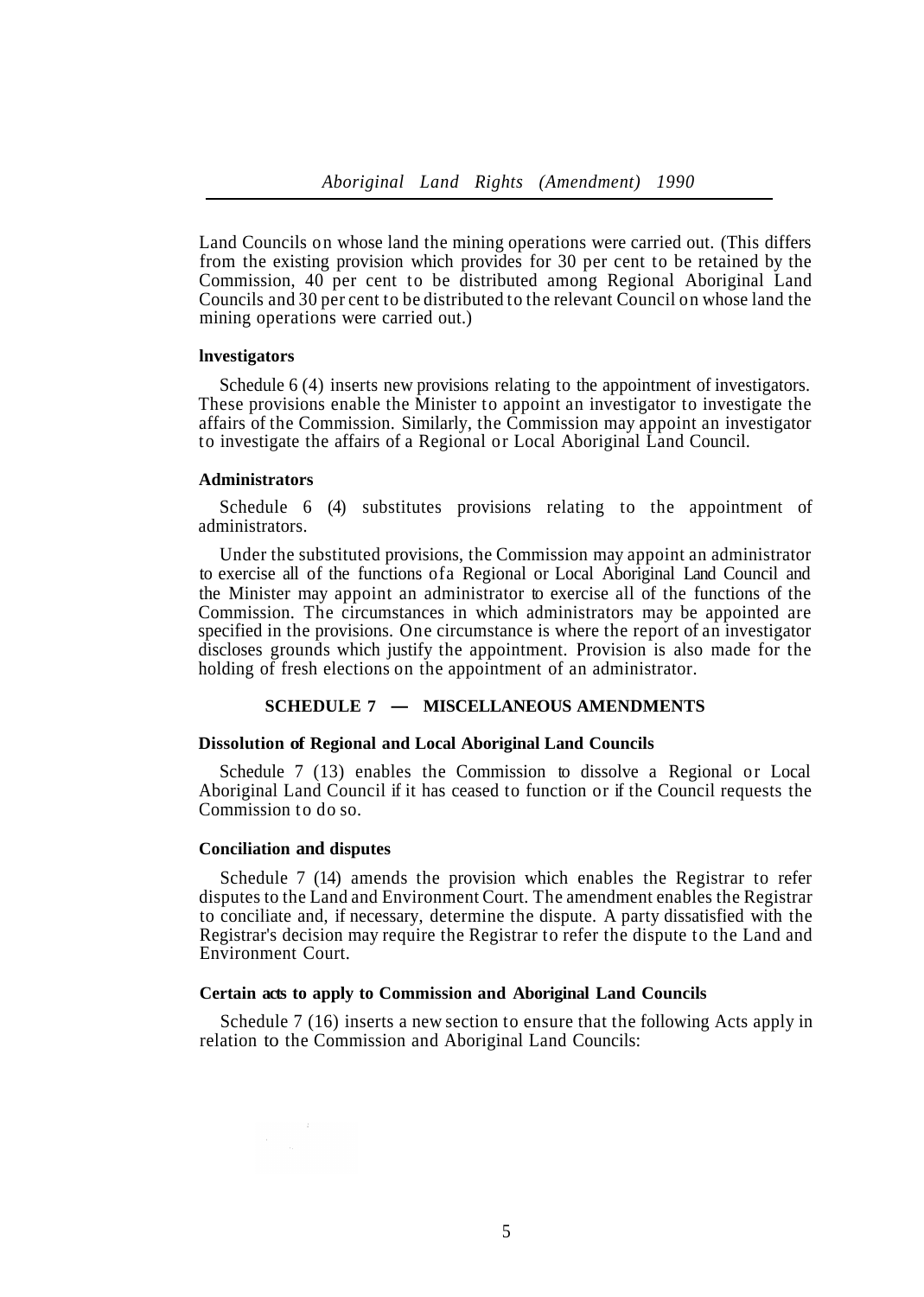Land Councils on whose land the mining operations were carried out. (This differs from the existing provision which provides for 30 per cent to be retained by the Commission, 40 per cent to be distributed among Regional Aboriginal Land Councils and 30 per cent to be distributed to the relevant Council on whose land the mining operations were carried out.)

**Investigators**

Schedule 6 (4) inserts new provisions relating to the appointment of investigators. These provisions enable the Minister to appoint an investigator to investigate the affairs of the Commission. Similarly, the Commission may appoint an investigator to investigate the affairs of a Regional or Local Aboriginal Land Council.

**Administrators**

Schedule 6 (4) substitutes provisions relating to the appointment of administrators.

Under the substituted provisions, the Commission may appoint an administrator to exercise all of the functions of a Regional or Local Aboriginal Land Council and the Minister may appoint an administrator to exercise all of the functions of the Commission. The circumstances in which administrators may be appointed are specified in the provisions. One circumstance is where the report of an investigator discloses grounds which justify the appointment. Provision is also made for the holding of fresh elections on the appointment of an administrator.

## SCHEDULE 7 — MISCELLANEOUS AMENDMENTS

**Dissolution of Regional and Local Aboriginal Land Councils**

Schedule 7 (13) enables the Commission to dissolve a Regional or Local Aboriginal Land Council if it has ceased to function or if the Council requests the Commission to do so.

**Conciliation and disputes**

Schedule 7 (14) amends the provision which enables the Registrar to refer disputes to the Land and Environment Court. The amendment enables the Registrar to conciliate and, if necessary, determine the dispute. A party dissatisfied with the Registrar's decision may require the Registrar to refer the dispute to the Land and Environment Court.

**Certain acts to apply to Commission and Aboriginal Land Councils**

Schedule 7 (16) inserts a new section to ensure that the following Acts apply in relation to the Commission and Aboriginal Land Councils: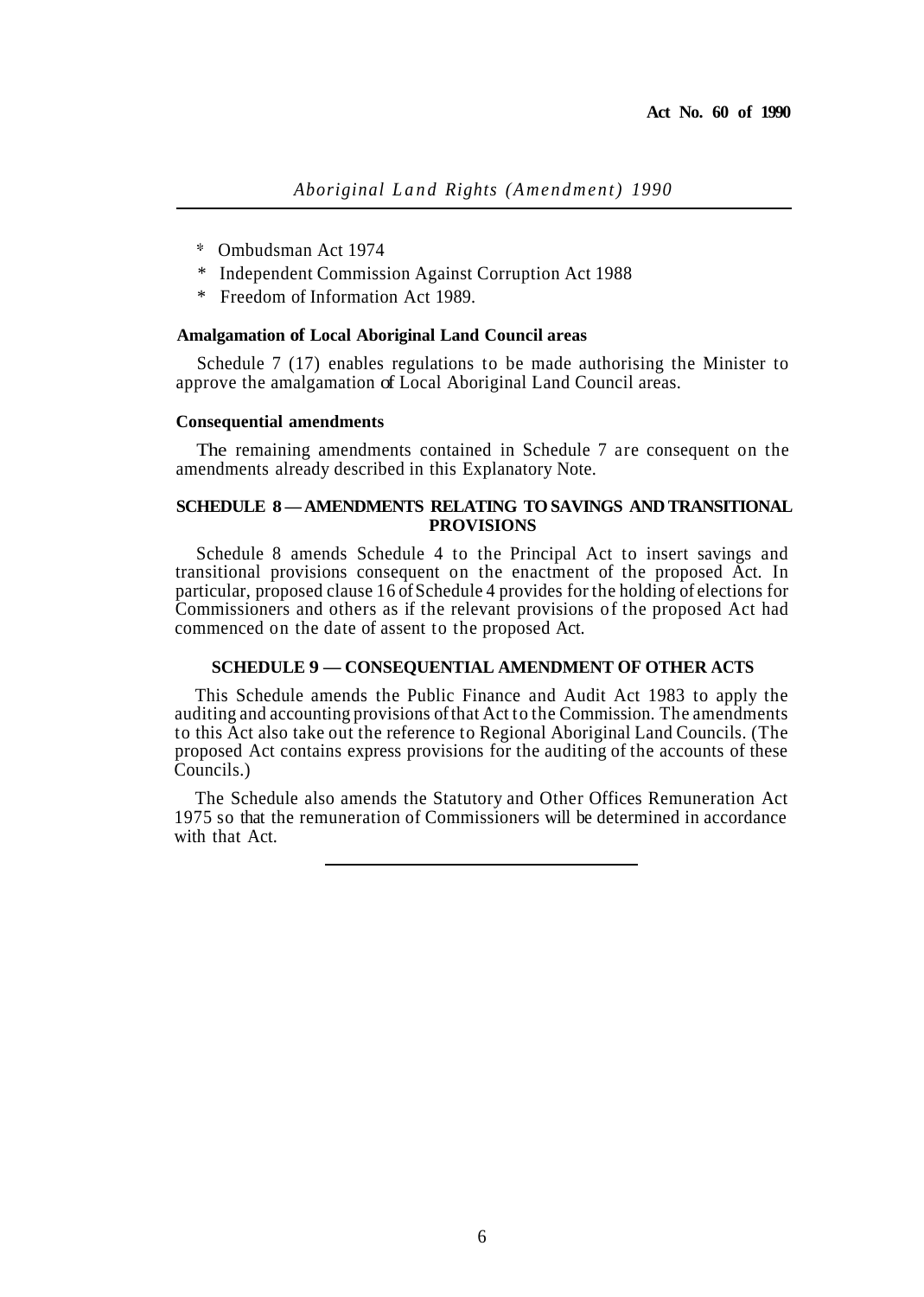* Ombudsman Act 1974
* Independent Commission Against Corruption Act 1988
* Freedom of Information Act 1989.

**Amalgamation of Local Aboriginal Land Council areas**

Schedule 7 (17) enables regulations to be made authorising the Minister to approve the amalgamation of Local Aboriginal Land Council areas.

**Consequential amendments**

The remaining amendments contained in Schedule 7 are consequent on the amendments already described in this Explanatory Note.

**SCHEDULE 8 — AMENDMENTS RELATING TO SAVINGS AND TRANSITIONAL PROVISIONS**

Schedule 8 amends Schedule 4 to the Principal Act to insert savings and transitional provisions consequent on the enactment of the proposed Act. In particular, proposed clause 16 of Schedule 4 provides for the holding of elections for Commissioners and others as if the relevant provisions of the proposed Act had commenced on the date of assent to the proposed Act.

**SCHEDULE 9 — CONSEQUENTIAL AMENDMENT OF OTHER ACTS**

This Schedule amends the Public Finance and Audit Act 1983 to apply the auditing and accounting provisions of that Act to the Commission. The amendments to this Act also take out the reference to Regional Aboriginal Land Councils. (The proposed Act contains express provisions for the auditing of the accounts of these Councils.)

The Schedule also amends the Statutory and Other Offices Remuneration Act 1975 so that the remuneration of Commissioners will be determined in accordance with that Act.